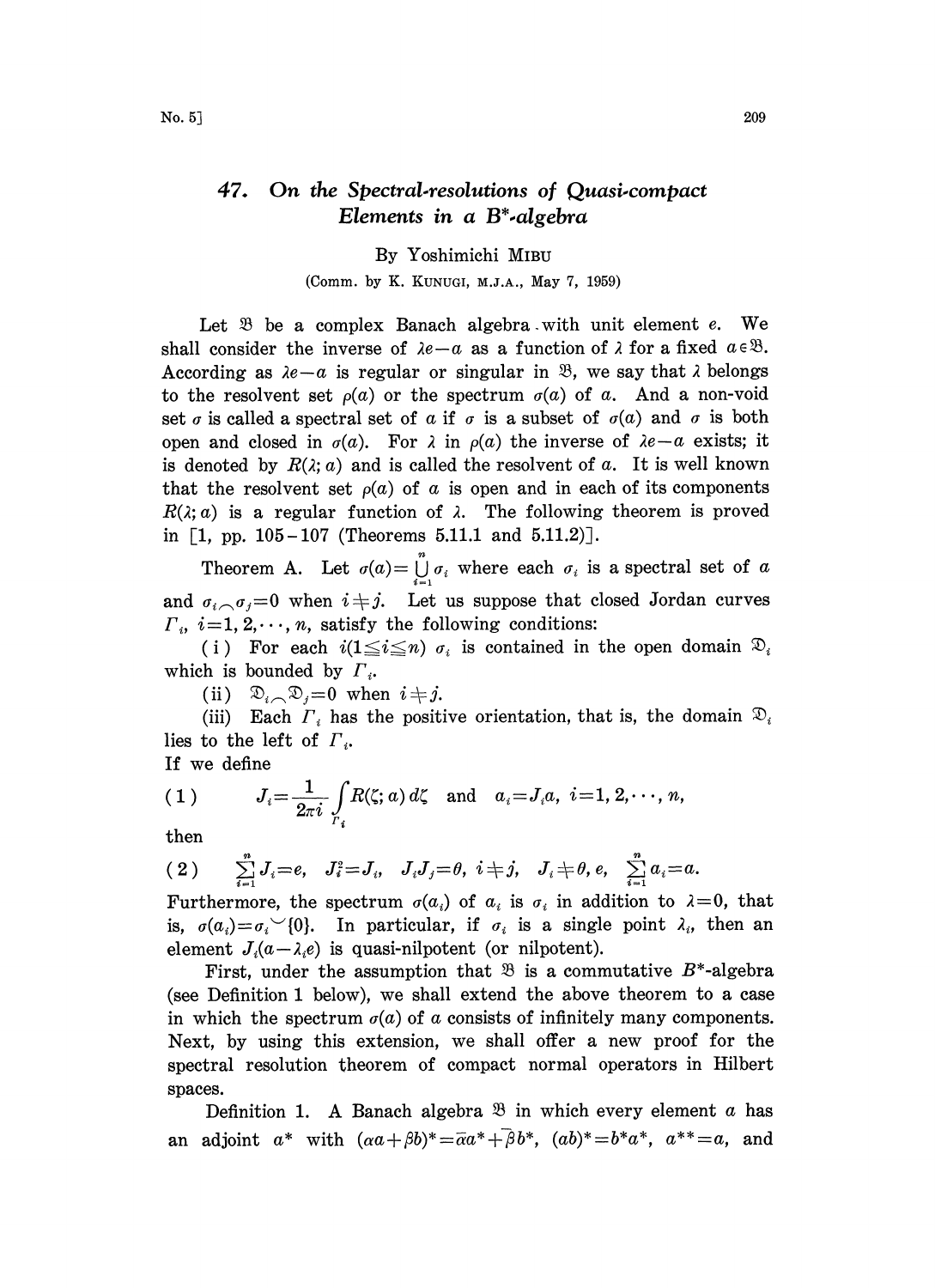# 47. On the Spectral-resolutions of Quasi-compact Elements in a $B^*$-algebra

By Yoshimichi MIBU

(Comm. by K. KUNUGI, M.J.A., May 7, 1959)

Let $\mathfrak{B}$ be a complex Banach algebra with unit element $e$. We shall consider the inverse of $\lambda e-a$ as a function of $\lambda$ for a fixed $a\in\mathfrak{B}$. According as $\lambda e-a$ is regular or singular in $\mathfrak{B}$, we say that $\lambda$ belongs to the resolvent set $\rho(a)$ or the spectrum $\sigma(a)$ of $a$. And a non-void set $\sigma$ is called a spectral set of $a$ if $\sigma$ is a subset of $\sigma(a)$ and $\sigma$ is both open and closed in $\sigma(a)$. For $\lambda$ in $\rho(a)$ the inverse of $\lambda e-a$ exists; it is denoted by $R(\lambda; a)$ and is called the resolvent of $a$. It is well known that the resolvent set $\rho(a)$ of $a$ is open and in each of its components $R(\lambda; a)$ is a regular function of $\lambda$. The following theorem is proved in [1, pp. 105-107 (Theorems 5.11.1 and 5.11.2)].

Theorem A. Let $\sigma(a)=\bigcup_{i=1}^{n}\sigma_i$ where each $\sigma_i$ is a spectral set of $a$ and $\sigma_i\frown\sigma_j=0$ when $i\neq j$. Let us suppose that closed Jordan curves $\Gamma_i$, $i=1,2,\cdots,n$, satisfy the following conditions:

(i) For each $i(1\leqq i\leqq n)$ $\sigma_i$ is contained in the open domain $\mathfrak{D}_i$ which is bounded by $\Gamma_i$.

(ii) $\mathfrak{D}_i\frown\mathfrak{D}_j=0$ when $i\neq j$.

(iii) Each $\Gamma_i$ has the positive orientation, that is, the domain $\mathfrak{D}_i$ lies to the left of $\Gamma_i$.

If we define

$$(1)\qquad J_i=\frac{1}{2\pi i}\int_{\Gamma_i}R(\zeta; a)\,d\zeta \quad\text{and}\quad a_i=J_ia,\ i=1,2,\cdots,n,$$

then

$$(2)\qquad \sum_{i=1}^{n}J_i=e,\quad J_i^2=J_i,\quad J_iJ_j=\theta,\ i\neq j,\quad J_i\neq\theta, e,\quad \sum_{i=1}^{n}a_i=a.$$

Furthermore, the spectrum $\sigma(a_i)$ of $a_i$ is $\sigma_i$ in addition to $\lambda=0$, that is, $\sigma(a_i)=\sigma_i\smile\{0\}$. In particular, if $\sigma_i$ is a single point $\lambda_i$, then an element $J_i(a-\lambda_ie)$ is quasi-nilpotent (or nilpotent).

First, under the assumption that $\mathfrak{B}$ is a commutative $B^*$-algebra (see Definition 1 below), we shall extend the above theorem to a case in which the spectrum $\sigma(a)$ of $a$ consists of infinitely many components. Next, by using this extension, we shall offer a new proof for the spectral resolution theorem of compact normal operators in Hilbert spaces.

Definition 1. A Banach algebra $\mathfrak{B}$ in which every element $a$ has an adjoint $a^*$ with $(\alpha a+\beta b)^*=\bar{\alpha}a^*+\bar{\beta}b^*$, $(ab)^*=b^*a^*$, $a^{**}=a$, and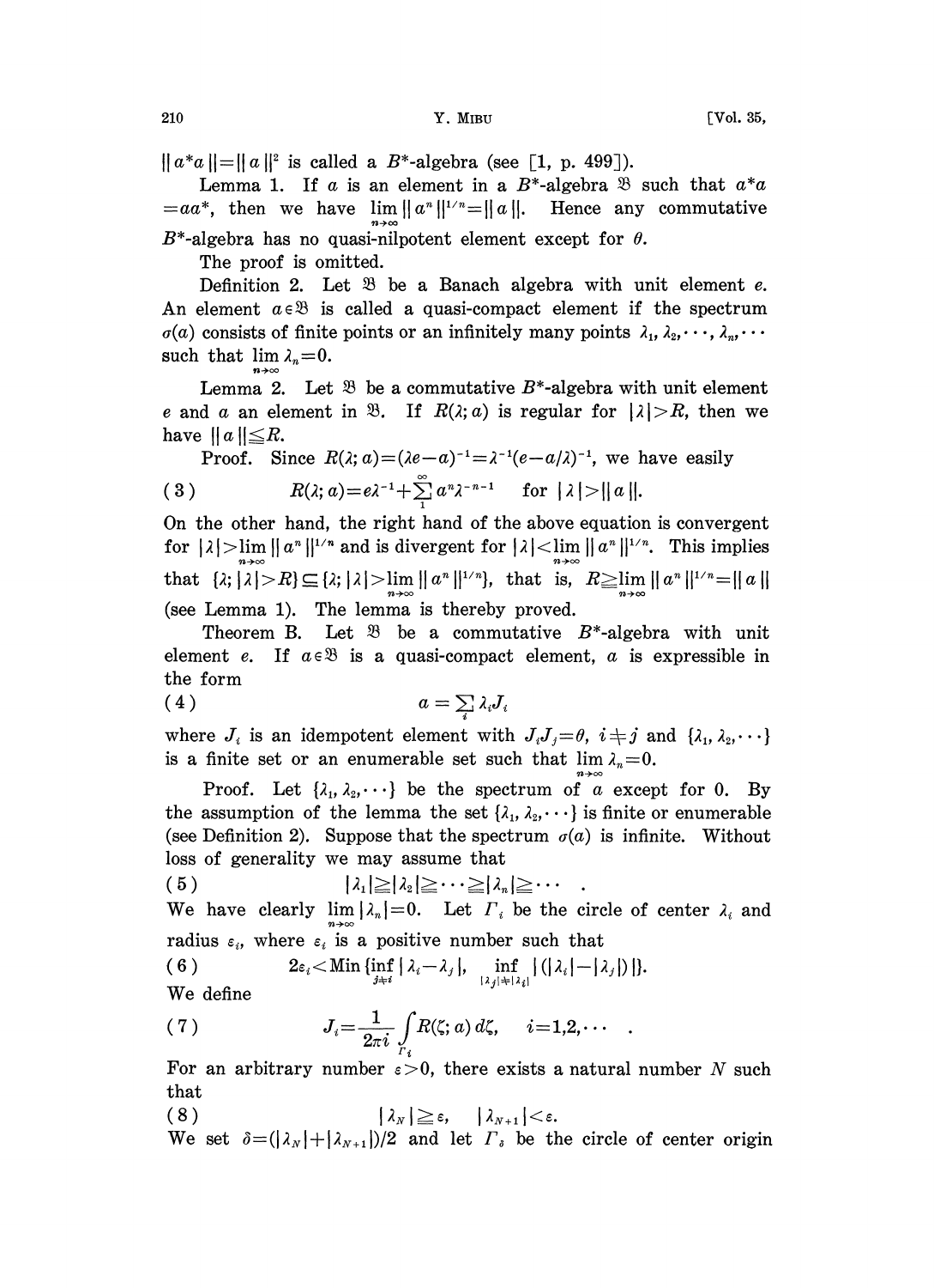$\| a^*a \| = \| a \|^2$ is called a $B^*$-algebra (see [1, p. 499]).

Lemma 1. If $a$ is an element in a $B^*$-algebra $\mathfrak{B}$ such that $a^*a = aa^*$, then we have $\lim_{n\to\infty} \| a^n \|^{1/n} = \| a \|$. Hence any commutative $B^*$-algebra has no quasi-nilpotent element except for $\theta$.

The proof is omitted.

Definition 2. Let $\mathfrak{B}$ be a Banach algebra with unit element $e$. An element $a \in \mathfrak{B}$ is called a quasi-compact element if the spectrum $\sigma(a)$ consists of finite points or an infinitely many points $\lambda_1, \lambda_2, \cdots, \lambda_n, \cdots$ such that $\lim_{n\to\infty} \lambda_n = 0$.

Lemma 2. Let $\mathfrak{B}$ be a commutative $B^*$-algebra with unit element $e$ and $a$ an element in $\mathfrak{B}$. If $R(\lambda; a)$ is regular for $|\lambda| > R$, then we have $\| a \| \leqq R$.

Proof. Since $R(\lambda; a) = (\lambda e - a)^{-1} = \lambda^{-1}(e - a/\lambda)^{-1}$, we have easily

$$R(\lambda; a) = e\lambda^{-1} + \sum_{1}^{\infty} a^n \lambda^{-n-1} \quad \text{for } |\lambda| > \| a \|. \tag{3}$$

On the other hand, the right hand of the above equation is convergent for $|\lambda| > \lim_{n\to\infty} \| a^n \|^{1/n}$ and is divergent for $|\lambda| < \lim_{n\to\infty} \| a^n \|^{1/n}$. This implies that $\{\lambda; |\lambda| > R\} \subseteq \{\lambda; |\lambda| > \lim_{n\to\infty} \| a^n \|^{1/n}\}$, that is, $R \geqq \lim_{n\to\infty} \| a^n \|^{1/n} = \| a \|$ (see Lemma 1). The lemma is thereby proved.

Theorem B. Let $\mathfrak{B}$ be a commutative $B^*$-algebra with unit element $e$. If $a \in \mathfrak{B}$ is a quasi-compact element, $a$ is expressible in the form

$$a = \sum_i \lambda_i J_i \tag{4}$$

where $J_i$ is an idempotent element with $J_i J_j = \theta$, $i \neq j$ and $\{\lambda_1, \lambda_2, \cdots\}$ is a finite set or an enumerable set such that $\lim_{n\to\infty} \lambda_n = 0$.

Proof. Let $\{\lambda_1, \lambda_2, \cdots\}$ be the spectrum of $a$ except for 0. By the assumption of the lemma the set $\{\lambda_1, \lambda_2, \cdots\}$ is finite or enumerable (see Definition 2). Suppose that the spectrum $\sigma(a)$ is infinite. Without loss of generality we may assume that

$$|\lambda_1| \geqq |\lambda_2| \geqq \cdots \geqq |\lambda_n| \geqq \cdots \quad . \tag{5}$$

We have clearly $\lim_{n\to\infty} |\lambda_n| = 0$. Let $\Gamma_i$ be the circle of center $\lambda_i$ and radius $\varepsilon_i$, where $\varepsilon_i$ is a positive number such that

$$2\varepsilon_i < \text{Min}\{\inf_{j \neq i} |\lambda_i - \lambda_j|, \inf_{|\lambda_j| \neq |\lambda_i|} |(|\lambda_i| - |\lambda_j|)|\}. \tag{6}$$

We define

$$J_i = \frac{1}{2\pi i} \int_{\Gamma_i} R(\zeta; a)\, d\zeta, \quad i = 1, 2, \cdots \quad . \tag{7}$$

For an arbitrary number $\varepsilon > 0$, there exists a natural number $N$ such that

$$|\lambda_N| \geqq \varepsilon, \quad |\lambda_{N+1}| < \varepsilon. \tag{8}$$

We set $\delta = (|\lambda_N| + |\lambda_{N+1}|)/2$ and let $\Gamma_\delta$ be the circle of center origin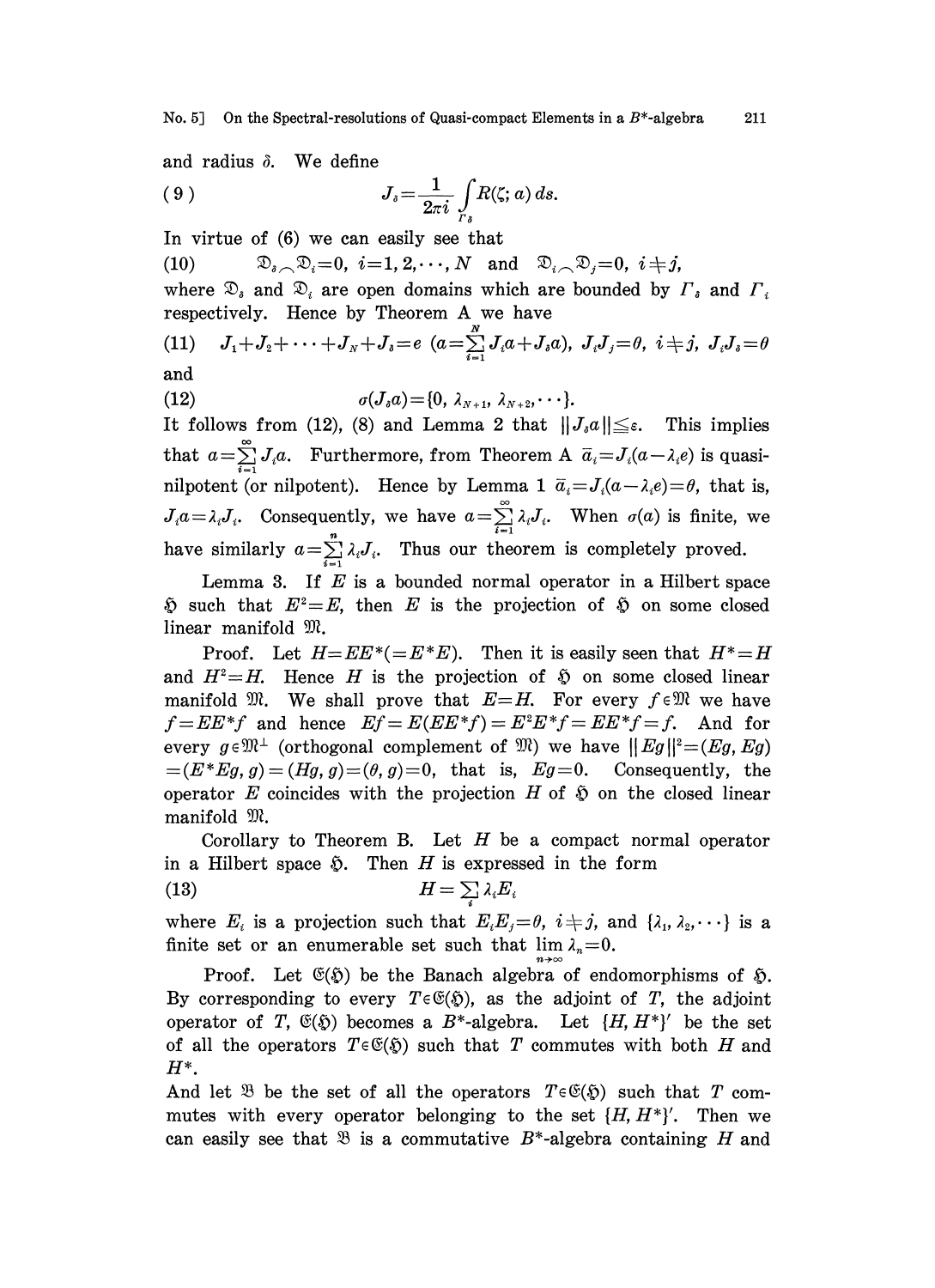and radius $\delta$. We define

$$J_\delta = \frac{1}{2\pi i} \int_{\Gamma_\delta} R(\zeta; a)\, ds. \tag{9}$$

In virtue of (6) we can easily see that

$$\mathfrak{D}_\delta \frown \mathfrak{D}_i = 0,\ i=1, 2, \cdots, N \quad \text{and} \quad \mathfrak{D}_i \frown \mathfrak{D}_j = 0,\ i \neq j, \tag{10}$$

where $\mathfrak{D}_\delta$ and $\mathfrak{D}_i$ are open domains which are bounded by $\Gamma_\delta$ and $\Gamma_i$ respectively. Hence by Theorem A we have

$$J_1 + J_2 + \cdots + J_N + J_\delta = e \ \left(a = \sum_{i=1}^{N} J_i a + J_\delta a\right),\ J_i J_j = \theta,\ i \neq j,\ J_i J_\delta = \theta \tag{11}$$

and

$$\sigma(J_\delta a) = \{0, \lambda_{N+1}, \lambda_{N+2}, \cdots\}. \tag{12}$$

It follows from (12), (8) and Lemma 2 that $\|J_\delta a\| \leqq \varepsilon$. This implies that $a = \sum_{i=1}^{\infty} J_i a$. Furthermore, from Theorem A $\bar{a}_i = J_i(a - \lambda_i e)$ is quasi-nilpotent (or nilpotent). Hence by Lemma 1 $\bar{a}_i = J_i(a - \lambda_i e) = \theta$, that is, $J_i a = \lambda_i J_i$. Consequently, we have $a = \sum_{i=1}^{\infty} \lambda_i J_i$. When $\sigma(a)$ is finite, we have similarly $a = \sum_{i=1}^{n} \lambda_i J_i$. Thus our theorem is completely proved.

Lemma 3. If $E$ is a bounded normal operator in a Hilbert space $\mathfrak{H}$ such that $E^2 = E$, then $E$ is the projection of $\mathfrak{H}$ on some closed linear manifold $\mathfrak{M}$.

Proof. Let $H = EE^* (= E^*E)$. Then it is easily seen that $H^* = H$ and $H^2 = H$. Hence $H$ is the projection of $\mathfrak{H}$ on some closed linear manifold $\mathfrak{M}$. We shall prove that $E = H$. For every $f \in \mathfrak{M}$ we have $f = EE^*f$ and hence $Ef = E(EE^*f) = E^2E^*f = EE^*f = f$. And for every $g \in \mathfrak{M}^\perp$ (orthogonal complement of $\mathfrak{M}$) we have $\|Eg\|^2 = (Eg, Eg) = (E^*Eg, g) = (Hg, g) = (\theta, g) = 0$, that is, $Eg = 0$. Consequently, the operator $E$ coincides with the projection $H$ of $\mathfrak{H}$ on the closed linear manifold $\mathfrak{M}$.

Corollary to Theorem B. Let $H$ be a compact normal operator in a Hilbert space $\mathfrak{H}$. Then $H$ is expressed in the form

$$H = \sum_i \lambda_i E_i \tag{13}$$

where $E_i$ is a projection such that $E_i E_j = \theta$, $i \neq j$, and $\{\lambda_1, \lambda_2, \cdots\}$ is a finite set or an enumerable set such that $\lim_{n\to\infty} \lambda_n = 0$.

Proof. Let $\mathfrak{E}(\mathfrak{H})$ be the Banach algebra of endomorphisms of $\mathfrak{H}$. By corresponding to every $T \in \mathfrak{E}(\mathfrak{H})$, as the adjoint of $T$, the adjoint operator of $T$, $\mathfrak{E}(\mathfrak{H})$ becomes a $B^*$-algebra. Let $\{H, H^*\}'$ be the set of all the operators $T \in \mathfrak{E}(\mathfrak{H})$ such that $T$ commutes with both $H$ and $H^*$.

And let $\mathfrak{B}$ be the set of all the operators $T \in \mathfrak{E}(\mathfrak{H})$ such that $T$ commutes with every operator belonging to the set $\{H, H^*\}'$. Then we can easily see that $\mathfrak{B}$ is a commutative $B^*$-algebra containing $H$ and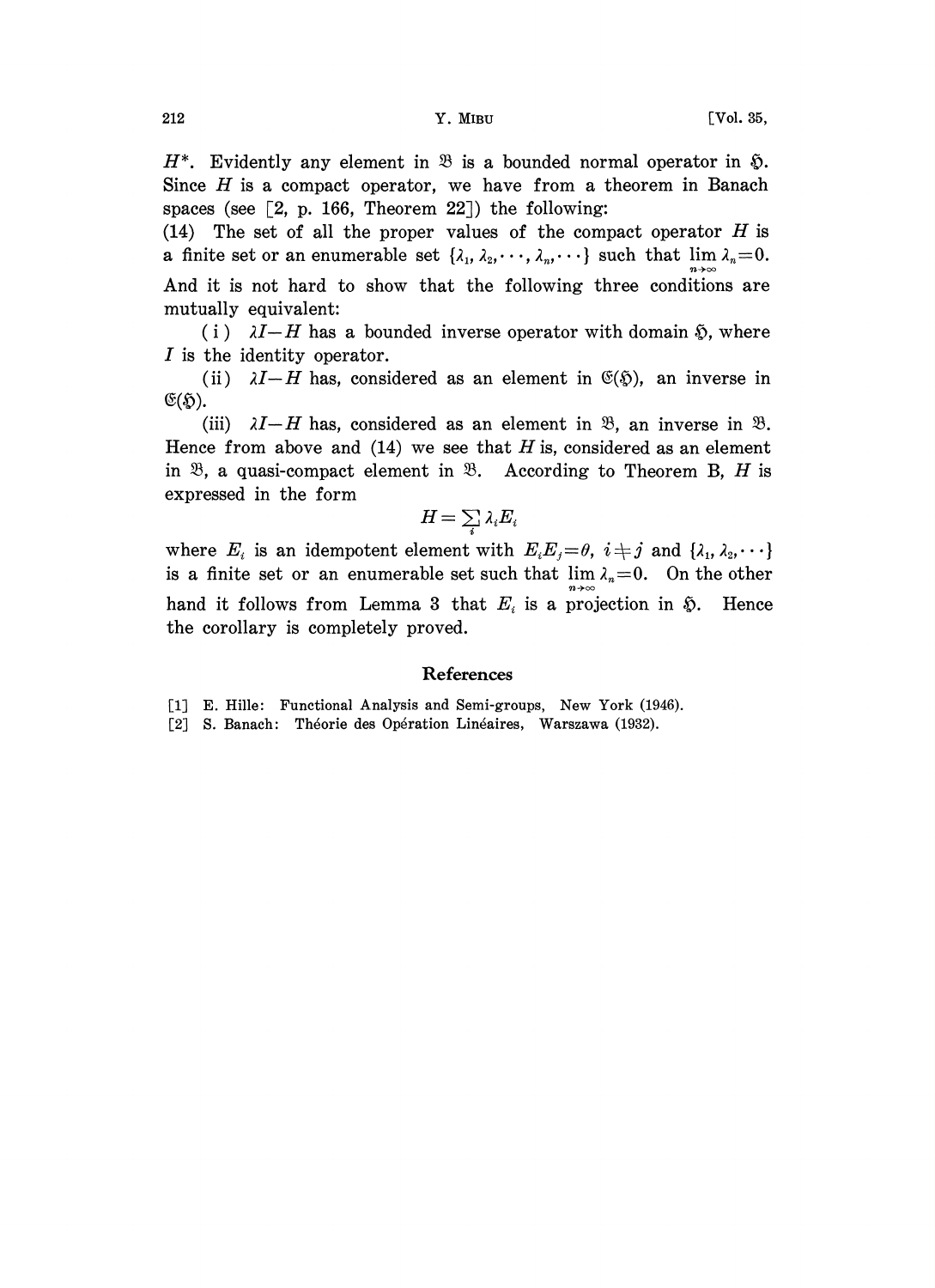$H^*$. Evidently any element in $\mathfrak{B}$ is a bounded normal operator in $\mathfrak{H}$. Since $H$ is a compact operator, we have from a theorem in Banach spaces (see [2, p. 166, Theorem 22]) the following:

(14) The set of all the proper values of the compact operator $H$ is a finite set or an enumerable set $\{\lambda_1, \lambda_2, \cdots, \lambda_n, \cdots\}$ such that $\lim_{n\to\infty} \lambda_n = 0$.

And it is not hard to show that the following three conditions are mutually equivalent:

(i) $\lambda I - H$ has a bounded inverse operator with domain $\mathfrak{H}$, where $I$ is the identity operator.

(ii) $\lambda I - H$ has, considered as an element in $\mathfrak{C}(\mathfrak{H})$, an inverse in $\mathfrak{C}(\mathfrak{H})$.

(iii) $\lambda I - H$ has, considered as an element in $\mathfrak{B}$, an inverse in $\mathfrak{B}$.

Hence from above and (14) we see that $H$ is, considered as an element in $\mathfrak{B}$, a quasi-compact element in $\mathfrak{B}$. According to Theorem B, $H$ is expressed in the form

$$H = \sum_i \lambda_i E_i$$

where $E_i$ is an idempotent element with $E_i E_j = \theta$, $i \neq j$ and $\{\lambda_1, \lambda_2, \cdots\}$ is a finite set or an enumerable set such that $\lim_{n\to\infty} \lambda_n = 0$. On the other hand it follows from Lemma 3 that $E_i$ is a projection in $\mathfrak{H}$. Hence the corollary is completely proved.

## References

[1] E. Hille: Functional Analysis and Semi-groups, New York (1946).

[2] S. Banach: Théorie des Opération Linéaires, Warszawa (1932).